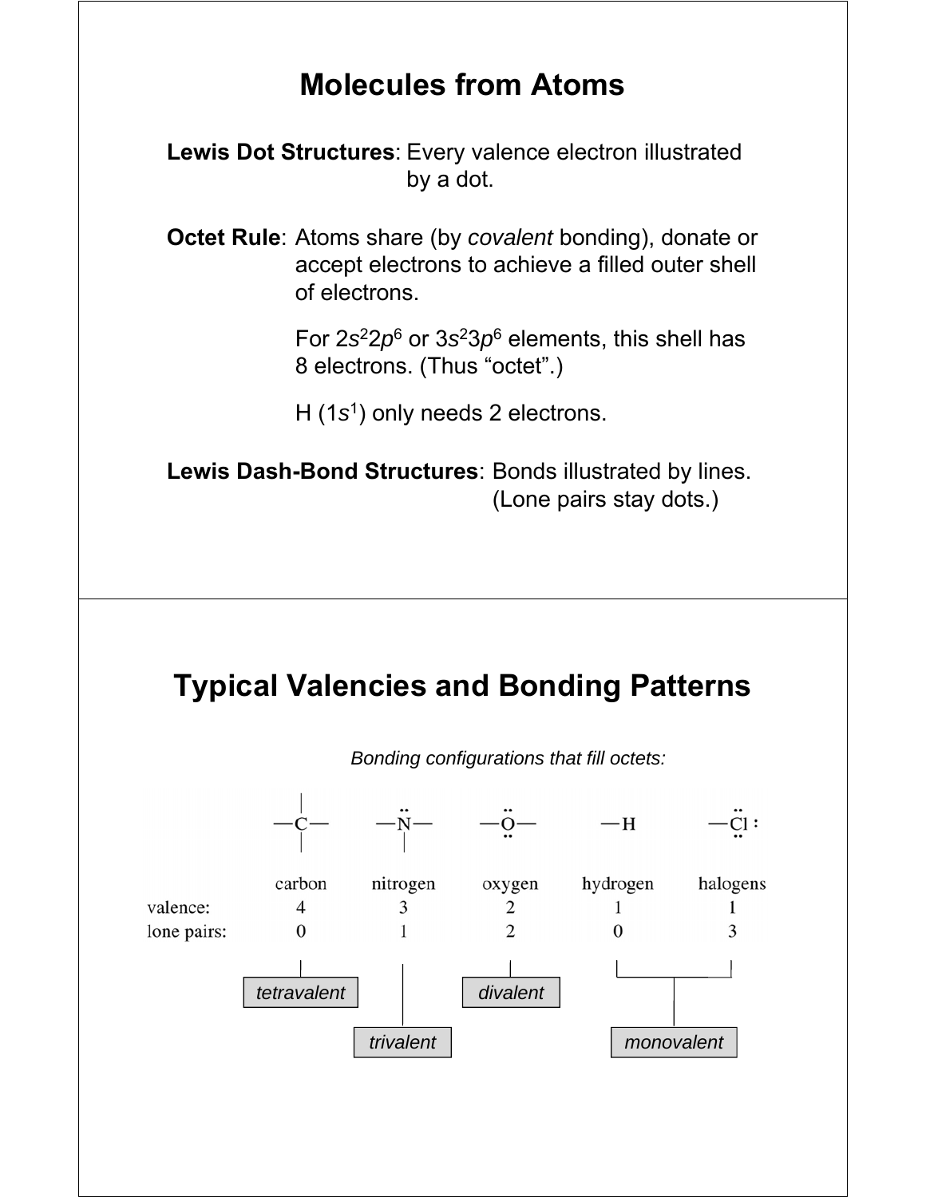# Molecules from Atoms

**Lewis Dot Structures**: Every valence electron illustrated by a dot.

**Octet Rule**: Atoms share (by *covalent* bonding), donate or accept electrons to achieve a filled outer shell of electrons.

For $2s^22p^6$ or $3s^23p^6$ elements, this shell has 8 electrons. (Thus "octet".)

H ($1s^1$) only needs 2 electrons.

**Lewis Dash-Bond Structures**: Bonds illustrated by lines. (Lone pairs stay dots.)

# Typical Valencies and Bonding Patterns

*Bonding configurations that fill octets:*

| | carbon | nitrogen | oxygen | hydrogen | halogens |
|---|---|---|---|---|---|
| valence: | 4 | 3 | 2 | 1 | 1 |
| lone pairs: | 0 | 1 | 2 | 0 | 3 |
| | *tetravalent* | *trivalent* | *divalent* | *monovalent* | *monovalent* |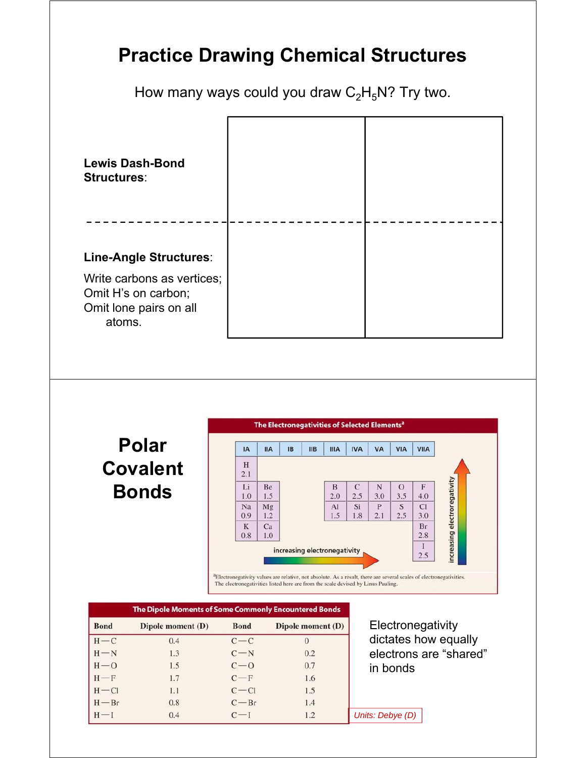# Practice Drawing Chemical Structures

How many ways could you draw $C_2H_5N$? Try two.

**Lewis Dash-Bond Structures**:

**Line-Angle Structures**:

Write carbons as vertices;
Omit H's on carbon;
Omit lone pairs on all atoms.

# Polar Covalent Bonds

**The Electronegativities of Selected Elements**[a]

| IA | IIA | IB | IIB | IIIA | IVA | VA | VIA | VIIA |
|---|---|---|---|---|---|---|---|---|
| H 2.1 | | | | | | | | |
| Li 1.0 | Be 1.5 | | | B 2.0 | C 2.5 | N 3.0 | O 3.5 | F 4.0 |
| Na 0.9 | Mg 1.2 | | | Al 1.5 | Si 1.8 | P 2.1 | S 2.5 | Cl 3.0 |
| K 0.8 | Ca 1.0 | | | | | | | Br 2.8 |
| | | | | | | | | I 2.5 |

increasing electronegativity (left to right); increasing electronegativity (bottom to top)

[a]Electronegativity values are relative, not absolute. As a result, there are several scales of electronegativities. The electronegativities listed here are from the scale devised by Linus Pauling.

**The Dipole Moments of Some Commonly Encountered Bonds**

| Bond | Dipole moment (D) | Bond | Dipole moment (D) |
|---|---|---|---|
| H—C | 0.4 | C—C | 0 |
| H—N | 1.3 | C—N | 0.2 |
| H—O | 1.5 | C—O | 0.7 |
| H—F | 1.7 | C—F | 1.6 |
| H—Cl | 1.1 | C—Cl | 1.5 |
| H—Br | 0.8 | C—Br | 1.4 |
| H—I | 0.4 | C—I | 1.2 |

Electronegativity dictates how equally electrons are "shared" in bonds

*Units: Debye (D)*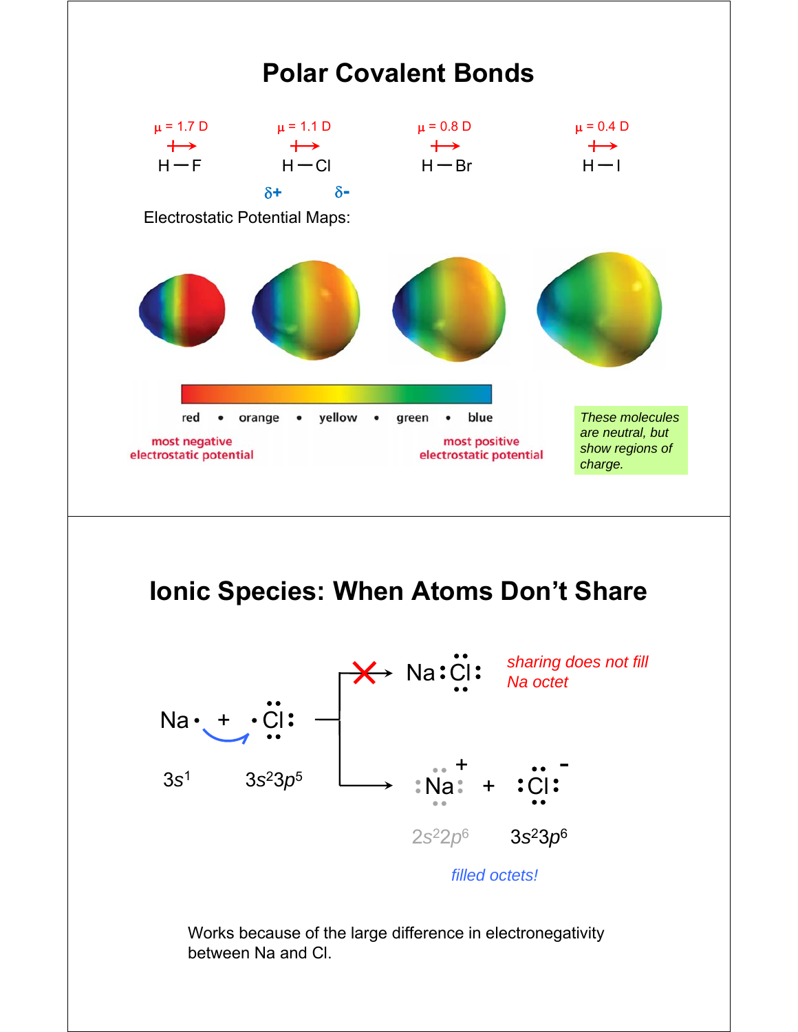# Polar Covalent Bonds

| $\mu$ = 1.7 D | $\mu$ = 1.1 D | $\mu$ = 0.8 D | $\mu$ = 0.4 D |
|---|---|---|---|
| H—F | H—Cl | H—Br | H—I |

$\delta+$ $\delta-$

Electrostatic Potential Maps:

red • orange • yellow • green • blue

most negative electrostatic potential — most positive electrostatic potential

*These molecules are neutral, but show regions of charge.*

# Ionic Species: When Atoms Don't Share

Na· + ·Cl: 

$3s^1$ $3s^2 3p^5$

✗ → Na:Cl: — *sharing does not fill Na octet*

→ $Na^+$ + $Cl^-$

$2s^2 2p^6$ $3s^2 3p^6$

*filled octets!*

Works because of the large difference in electronegativity between Na and Cl.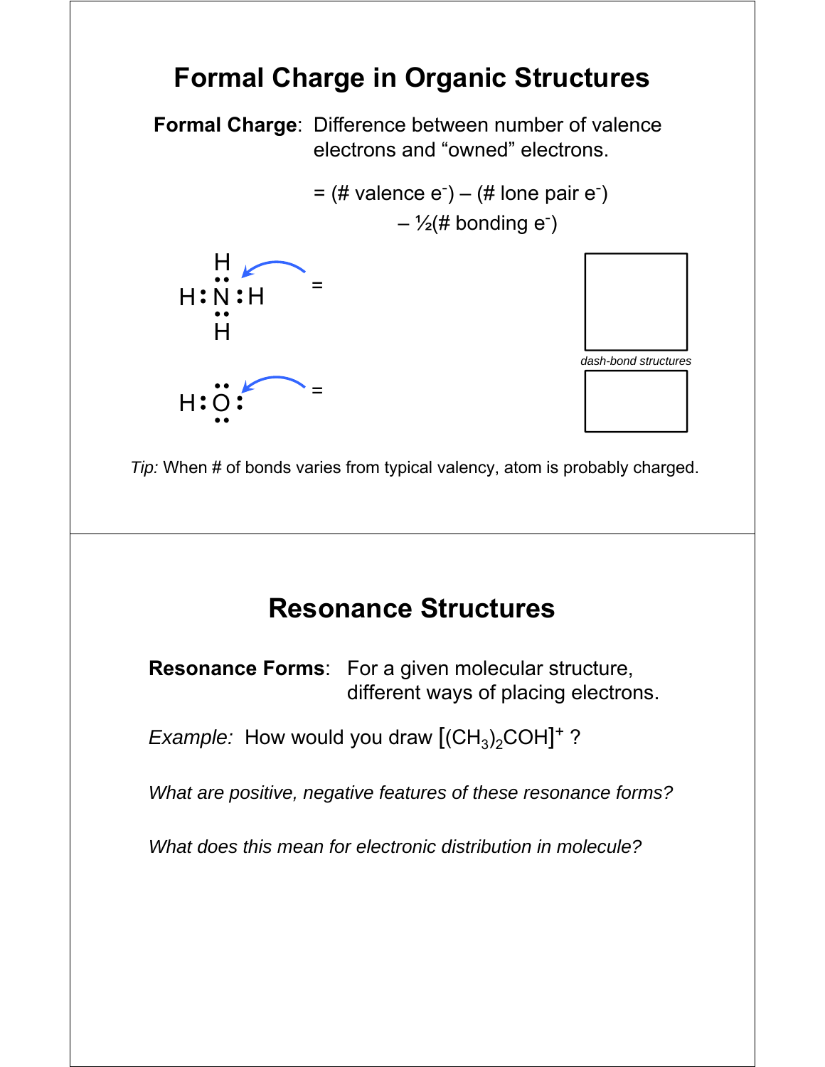## Formal Charge in Organic Structures

**Formal Charge**: Difference between number of valence electrons and "owned" electrons.

$$= (\#\text{ valence } e^-) - (\#\text{ lone pair } e^-) - \tfrac{1}{2}(\#\text{ bonding } e^-)$$

H:N(H)(H):H =

H:O: =

*dash-bond structures*

*Tip:* When # of bonds varies from typical valency, atom is probably charged.

## Resonance Structures

**Resonance Forms**: For a given molecular structure, different ways of placing electrons.

*Example:* How would you draw $[(CH_3)_2COH]^+$ ?

*What are positive, negative features of these resonance forms?*

*What does this mean for electronic distribution in molecule?*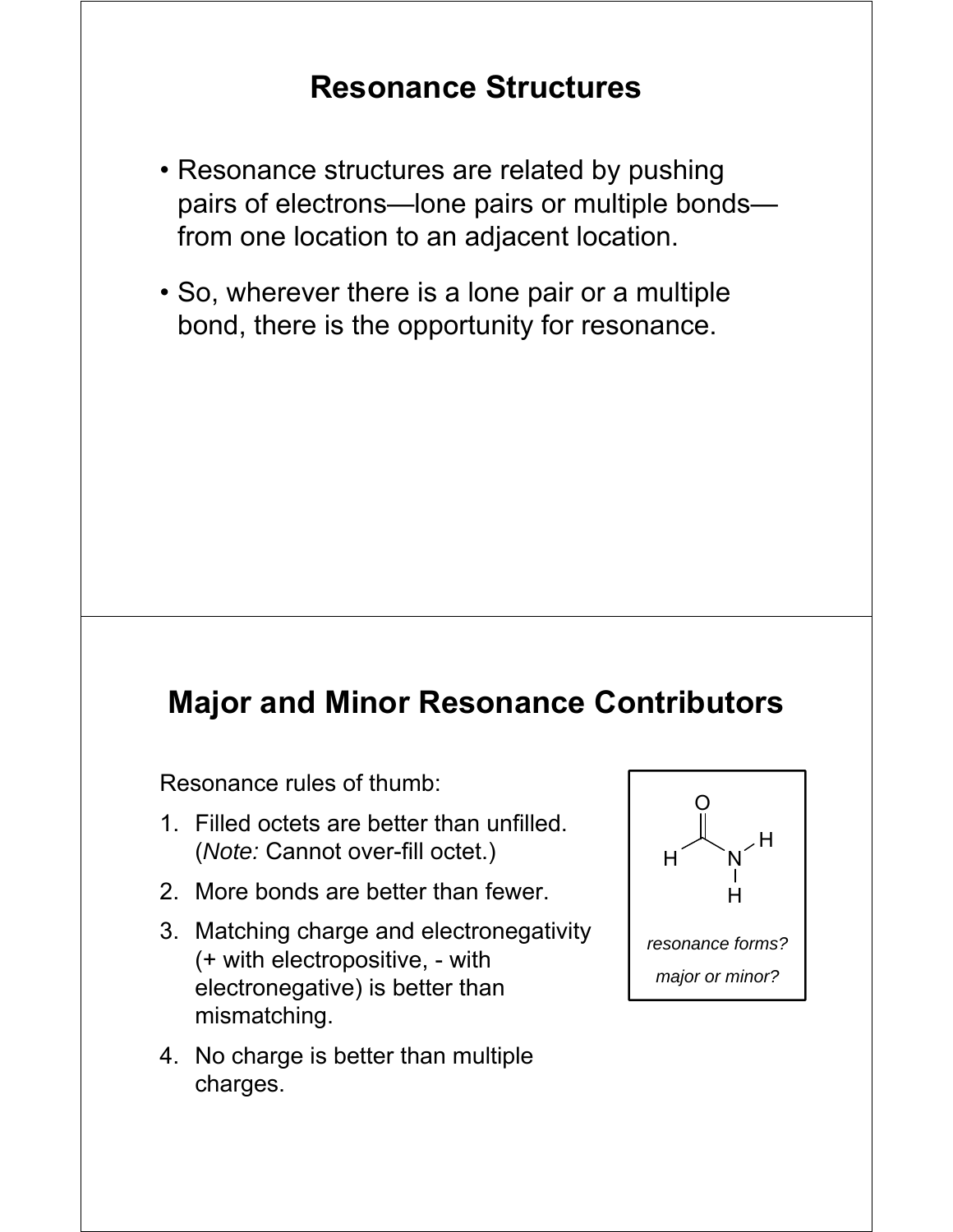# Resonance Structures

- Resonance structures are related by pushing pairs of electrons—lone pairs or multiple bonds—from one location to an adjacent location.
- So, wherever there is a lone pair or a multiple bond, there is the opportunity for resonance.

# Major and Minor Resonance Contributors

Resonance rules of thumb:

1. Filled octets are better than unfilled. (*Note:* Cannot over-fill octet.)
2. More bonds are better than fewer.
3. Matching charge and electronegativity (+ with electropositive, - with electronegative) is better than mismatching.
4. No charge is better than multiple charges.

*resonance forms?*

*major or minor?*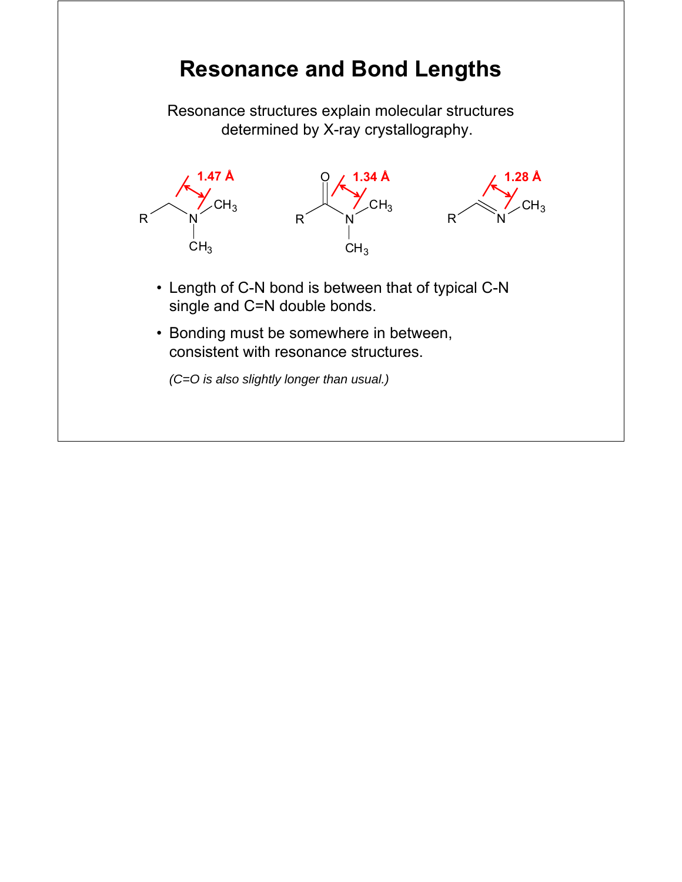# Resonance and Bond Lengths

Resonance structures explain molecular structures determined by X-ray crystallography.

1.47 Å

1.34 Å

1.28 Å

- Length of C-N bond is between that of typical C-N single and C=N double bonds.
- Bonding must be somewhere in between, consistent with resonance structures.

*(C=O is also slightly longer than usual.)*